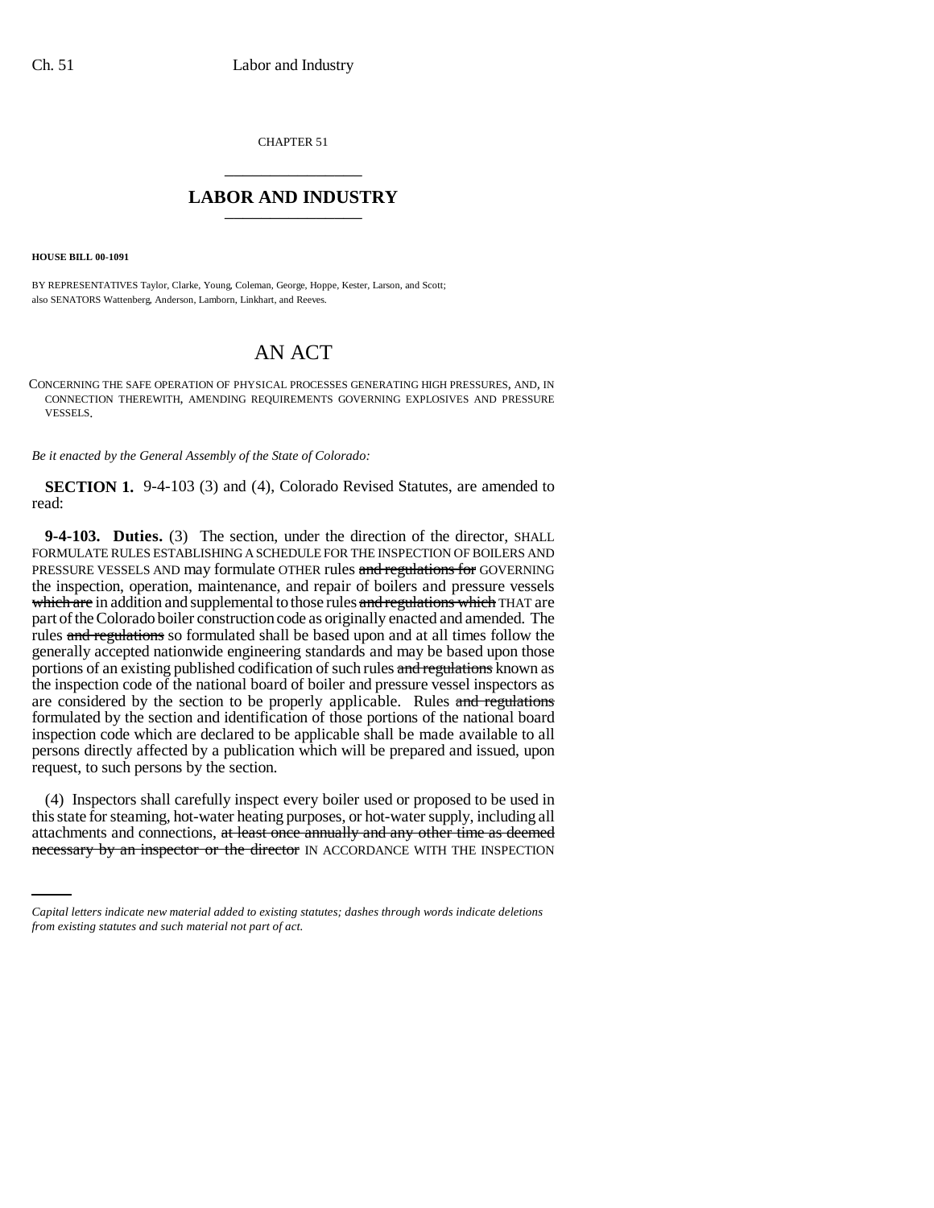CHAPTER 51

## LABOR AND INDUSTRY

**HOUSE BILL 00-1091**

BY REPRESENTATIVES Taylor, Clarke, Young, Coleman, George, Hoppe, Kester, Larson, and Scott;
also SENATORS Wattenberg, Anderson, Lamborn, Linkhart, and Reeves.

# AN ACT

CONCERNING THE SAFE OPERATION OF PHYSICAL PROCESSES GENERATING HIGH PRESSURES, AND, IN CONNECTION THEREWITH, AMENDING REQUIREMENTS GOVERNING EXPLOSIVES AND PRESSURE VESSELS.

*Be it enacted by the General Assembly of the State of Colorado:*

**SECTION 1.** 9-4-103 (3) and (4), Colorado Revised Statutes, are amended to read:

**9-4-103. Duties.** (3) The section, under the direction of the director, SHALL FORMULATE RULES ESTABLISHING A SCHEDULE FOR THE INSPECTION OF BOILERS AND PRESSURE VESSELS AND may formulate OTHER rules ~~and regulations for~~ GOVERNING the inspection, operation, maintenance, and repair of boilers and pressure vessels ~~which are~~ in addition and supplemental to those rules ~~and regulations which~~ THAT are part of the Colorado boiler construction code as originally enacted and amended. The rules ~~and regulations~~ so formulated shall be based upon and at all times follow the generally accepted nationwide engineering standards and may be based upon those portions of an existing published codification of such rules ~~and regulations~~ known as the inspection code of the national board of boiler and pressure vessel inspectors as are considered by the section to be properly applicable. Rules ~~and regulations~~ formulated by the section and identification of those portions of the national board inspection code which are declared to be applicable shall be made available to all persons directly affected by a publication which will be prepared and issued, upon request, to such persons by the section.

(4) Inspectors shall carefully inspect every boiler used or proposed to be used in this state for steaming, hot-water heating purposes, or hot-water supply, including all attachments and connections, ~~at least once annually and any other time as deemed necessary by an inspector or the director~~ IN ACCORDANCE WITH THE INSPECTION

*Capital letters indicate new material added to existing statutes; dashes through words indicate deletions from existing statutes and such material not part of act.*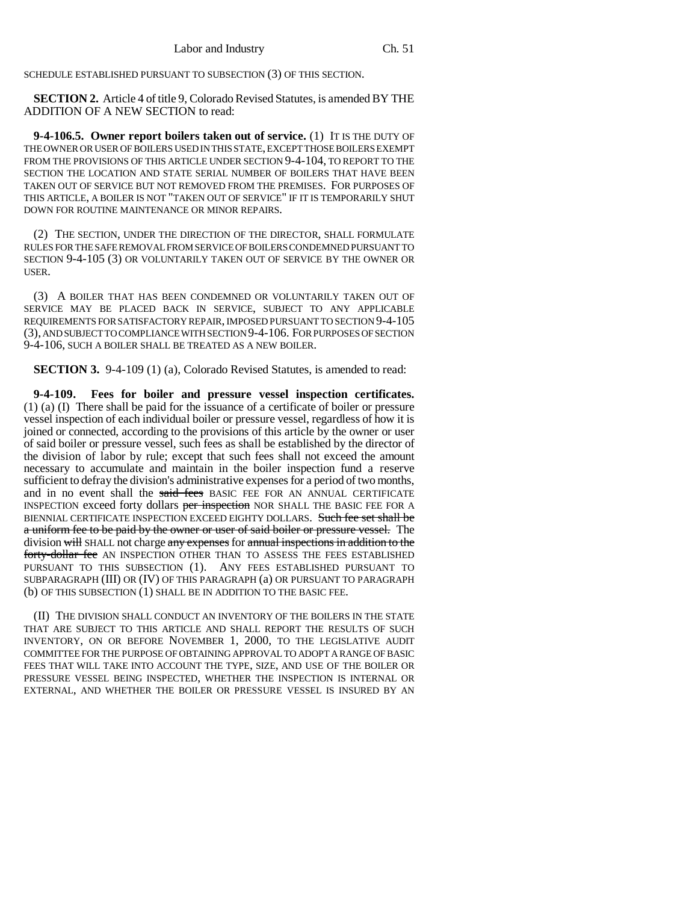SCHEDULE ESTABLISHED PURSUANT TO SUBSECTION (3) OF THIS SECTION.

**SECTION 2.** Article 4 of title 9, Colorado Revised Statutes, is amended BY THE ADDITION OF A NEW SECTION to read:

**9-4-106.5. Owner report boilers taken out of service.** (1) IT IS THE DUTY OF THE OWNER OR USER OF BOILERS USED IN THIS STATE, EXCEPT THOSE BOILERS EXEMPT FROM THE PROVISIONS OF THIS ARTICLE UNDER SECTION 9-4-104, TO REPORT TO THE SECTION THE LOCATION AND STATE SERIAL NUMBER OF BOILERS THAT HAVE BEEN TAKEN OUT OF SERVICE BUT NOT REMOVED FROM THE PREMISES. FOR PURPOSES OF THIS ARTICLE, A BOILER IS NOT "TAKEN OUT OF SERVICE" IF IT IS TEMPORARILY SHUT DOWN FOR ROUTINE MAINTENANCE OR MINOR REPAIRS.

(2) THE SECTION, UNDER THE DIRECTION OF THE DIRECTOR, SHALL FORMULATE RULES FOR THE SAFE REMOVAL FROM SERVICE OF BOILERS CONDEMNED PURSUANT TO SECTION 9-4-105 (3) OR VOLUNTARILY TAKEN OUT OF SERVICE BY THE OWNER OR USER.

(3) A BOILER THAT HAS BEEN CONDEMNED OR VOLUNTARILY TAKEN OUT OF SERVICE MAY BE PLACED BACK IN SERVICE, SUBJECT TO ANY APPLICABLE REQUIREMENTS FOR SATISFACTORY REPAIR, IMPOSED PURSUANT TO SECTION 9-4-105 (3), AND SUBJECT TO COMPLIANCE WITH SECTION 9-4-106. FOR PURPOSES OF SECTION 9-4-106, SUCH A BOILER SHALL BE TREATED AS A NEW BOILER.

**SECTION 3.** 9-4-109 (1) (a), Colorado Revised Statutes, is amended to read:

**9-4-109. Fees for boiler and pressure vessel inspection certificates.** (1) (a) (I) There shall be paid for the issuance of a certificate of boiler or pressure vessel inspection of each individual boiler or pressure vessel, regardless of how it is joined or connected, according to the provisions of this article by the owner or user of said boiler or pressure vessel, such fees as shall be established by the director of the division of labor by rule; except that such fees shall not exceed the amount necessary to accumulate and maintain in the boiler inspection fund a reserve sufficient to defray the division's administrative expenses for a period of two months, and in no event shall the ~~said fees~~ BASIC FEE FOR AN ANNUAL CERTIFICATE INSPECTION exceed forty dollars ~~per inspection~~ NOR SHALL THE BASIC FEE FOR A BIENNIAL CERTIFICATE INSPECTION EXCEED EIGHTY DOLLARS. ~~Such fee set shall be a uniform fee to be paid by the owner or user of said boiler or pressure vessel.~~ The division ~~will~~ SHALL not charge ~~any expenses~~ for ~~annual inspections in addition to the forty-dollar fee~~ AN INSPECTION OTHER THAN TO ASSESS THE FEES ESTABLISHED PURSUANT TO THIS SUBSECTION (1). ANY FEES ESTABLISHED PURSUANT TO SUBPARAGRAPH (III) OR (IV) OF THIS PARAGRAPH (a) OR PURSUANT TO PARAGRAPH (b) OF THIS SUBSECTION (1) SHALL BE IN ADDITION TO THE BASIC FEE.

(II) THE DIVISION SHALL CONDUCT AN INVENTORY OF THE BOILERS IN THE STATE THAT ARE SUBJECT TO THIS ARTICLE AND SHALL REPORT THE RESULTS OF SUCH INVENTORY, ON OR BEFORE NOVEMBER 1, 2000, TO THE LEGISLATIVE AUDIT COMMITTEE FOR THE PURPOSE OF OBTAINING APPROVAL TO ADOPT A RANGE OF BASIC FEES THAT WILL TAKE INTO ACCOUNT THE TYPE, SIZE, AND USE OF THE BOILER OR PRESSURE VESSEL BEING INSPECTED, WHETHER THE INSPECTION IS INTERNAL OR EXTERNAL, AND WHETHER THE BOILER OR PRESSURE VESSEL IS INSURED BY AN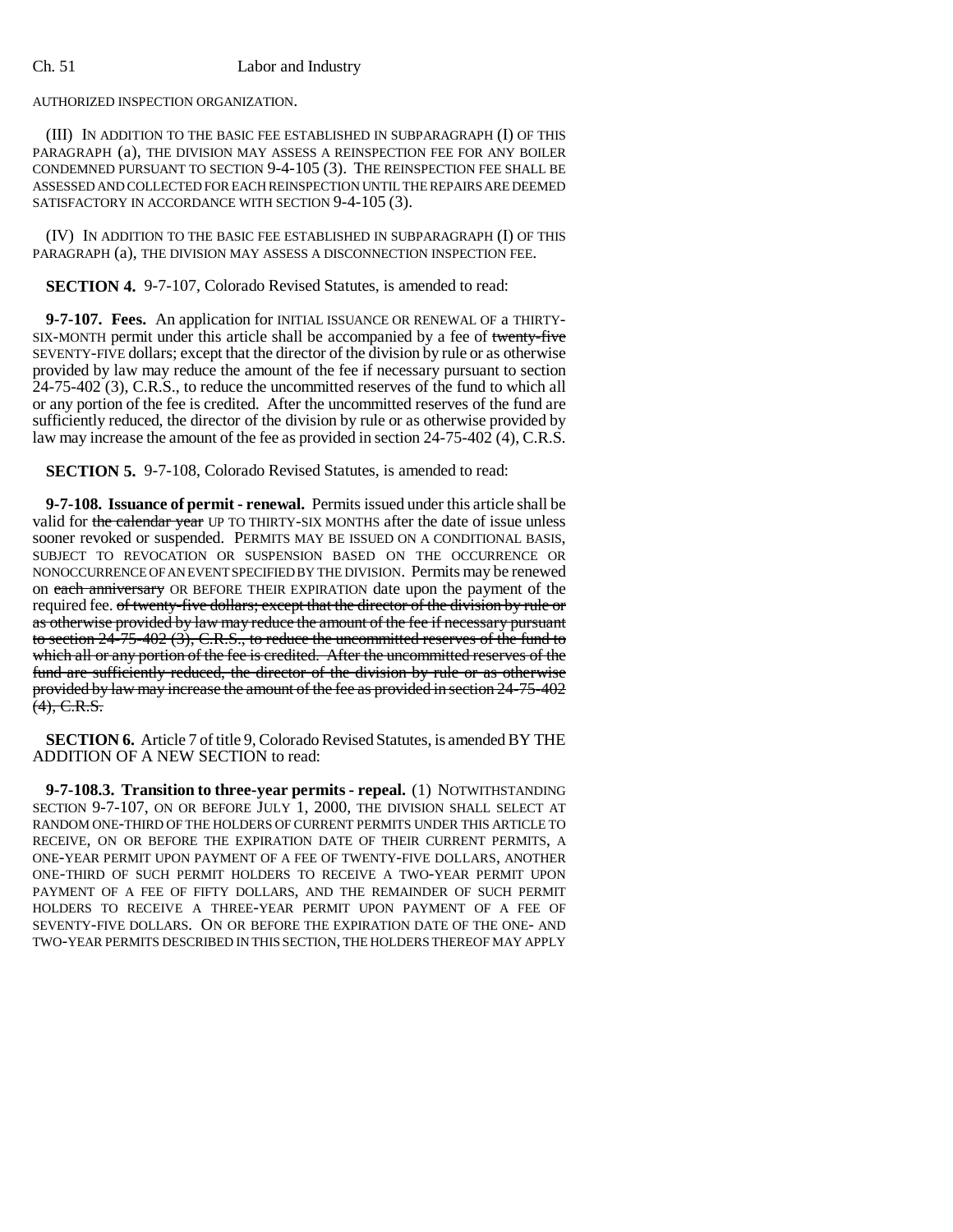AUTHORIZED INSPECTION ORGANIZATION.

(III) IN ADDITION TO THE BASIC FEE ESTABLISHED IN SUBPARAGRAPH (I) OF THIS PARAGRAPH (a), THE DIVISION MAY ASSESS A REINSPECTION FEE FOR ANY BOILER CONDEMNED PURSUANT TO SECTION 9-4-105 (3). THE REINSPECTION FEE SHALL BE ASSESSED AND COLLECTED FOR EACH REINSPECTION UNTIL THE REPAIRS ARE DEEMED SATISFACTORY IN ACCORDANCE WITH SECTION 9-4-105 (3).

(IV) IN ADDITION TO THE BASIC FEE ESTABLISHED IN SUBPARAGRAPH (I) OF THIS PARAGRAPH (a), THE DIVISION MAY ASSESS A DISCONNECTION INSPECTION FEE.

**SECTION 4.** 9-7-107, Colorado Revised Statutes, is amended to read:

**9-7-107. Fees.** An application for INITIAL ISSUANCE OR RENEWAL OF a THIRTY-SIX-MONTH permit under this article shall be accompanied by a fee of ~~twenty-five~~ SEVENTY-FIVE dollars; except that the director of the division by rule or as otherwise provided by law may reduce the amount of the fee if necessary pursuant to section 24-75-402 (3), C.R.S., to reduce the uncommitted reserves of the fund to which all or any portion of the fee is credited. After the uncommitted reserves of the fund are sufficiently reduced, the director of the division by rule or as otherwise provided by law may increase the amount of the fee as provided in section 24-75-402 (4), C.R.S.

**SECTION 5.** 9-7-108, Colorado Revised Statutes, is amended to read:

**9-7-108. Issuance of permit - renewal.** Permits issued under this article shall be valid for ~~the calendar year~~ UP TO THIRTY-SIX MONTHS after the date of issue unless sooner revoked or suspended. PERMITS MAY BE ISSUED ON A CONDITIONAL BASIS, SUBJECT TO REVOCATION OR SUSPENSION BASED ON THE OCCURRENCE OR NONOCCURRENCE OF AN EVENT SPECIFIED BY THE DIVISION. Permits may be renewed on ~~each anniversary~~ OR BEFORE THEIR EXPIRATION date upon the payment of the required fee. ~~of twenty-five dollars; except that the director of the division by rule or as otherwise provided by law may reduce the amount of the fee if necessary pursuant to section 24-75-402 (3), C.R.S., to reduce the uncommitted reserves of the fund to which all or any portion of the fee is credited. After the uncommitted reserves of the fund are sufficiently reduced, the director of the division by rule or as otherwise provided by law may increase the amount of the fee as provided in section 24-75-402 (4), C.R.S.~~

**SECTION 6.** Article 7 of title 9, Colorado Revised Statutes, is amended BY THE ADDITION OF A NEW SECTION to read:

**9-7-108.3. Transition to three-year permits - repeal.** (1) NOTWITHSTANDING SECTION 9-7-107, ON OR BEFORE JULY 1, 2000, THE DIVISION SHALL SELECT AT RANDOM ONE-THIRD OF THE HOLDERS OF CURRENT PERMITS UNDER THIS ARTICLE TO RECEIVE, ON OR BEFORE THE EXPIRATION DATE OF THEIR CURRENT PERMITS, A ONE-YEAR PERMIT UPON PAYMENT OF A FEE OF TWENTY-FIVE DOLLARS, ANOTHER ONE-THIRD OF SUCH PERMIT HOLDERS TO RECEIVE A TWO-YEAR PERMIT UPON PAYMENT OF A FEE OF FIFTY DOLLARS, AND THE REMAINDER OF SUCH PERMIT HOLDERS TO RECEIVE A THREE-YEAR PERMIT UPON PAYMENT OF A FEE OF SEVENTY-FIVE DOLLARS. ON OR BEFORE THE EXPIRATION DATE OF THE ONE- AND TWO-YEAR PERMITS DESCRIBED IN THIS SECTION, THE HOLDERS THEREOF MAY APPLY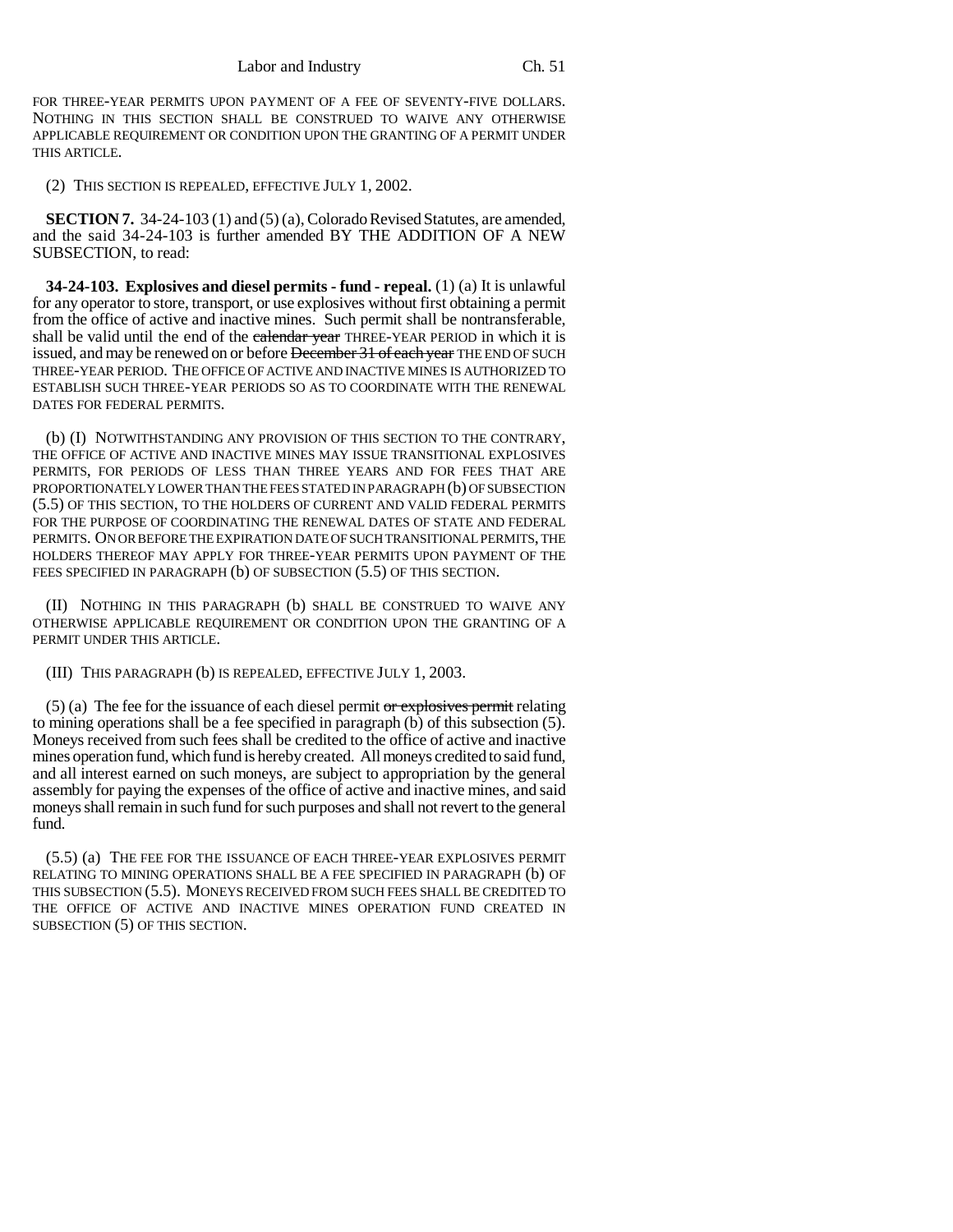FOR THREE-YEAR PERMITS UPON PAYMENT OF A FEE OF SEVENTY-FIVE DOLLARS. NOTHING IN THIS SECTION SHALL BE CONSTRUED TO WAIVE ANY OTHERWISE APPLICABLE REQUIREMENT OR CONDITION UPON THE GRANTING OF A PERMIT UNDER THIS ARTICLE.

(2) THIS SECTION IS REPEALED, EFFECTIVE JULY 1, 2002.

**SECTION 7.** 34-24-103 (1) and (5) (a), Colorado Revised Statutes, are amended, and the said 34-24-103 is further amended BY THE ADDITION OF A NEW SUBSECTION, to read:

**34-24-103. Explosives and diesel permits - fund - repeal.** (1) (a) It is unlawful for any operator to store, transport, or use explosives without first obtaining a permit from the office of active and inactive mines. Such permit shall be nontransferable, shall be valid until the end of the ~~calendar year~~ THREE-YEAR PERIOD in which it is issued, and may be renewed on or before ~~December 31 of each year~~ THE END OF SUCH THREE-YEAR PERIOD. THE OFFICE OF ACTIVE AND INACTIVE MINES IS AUTHORIZED TO ESTABLISH SUCH THREE-YEAR PERIODS SO AS TO COORDINATE WITH THE RENEWAL DATES FOR FEDERAL PERMITS.

(b) (I) NOTWITHSTANDING ANY PROVISION OF THIS SECTION TO THE CONTRARY, THE OFFICE OF ACTIVE AND INACTIVE MINES MAY ISSUE TRANSITIONAL EXPLOSIVES PERMITS, FOR PERIODS OF LESS THAN THREE YEARS AND FOR FEES THAT ARE PROPORTIONATELY LOWER THAN THE FEES STATED IN PARAGRAPH (b) OF SUBSECTION (5.5) OF THIS SECTION, TO THE HOLDERS OF CURRENT AND VALID FEDERAL PERMITS FOR THE PURPOSE OF COORDINATING THE RENEWAL DATES OF STATE AND FEDERAL PERMITS. ON OR BEFORE THE EXPIRATION DATE OF SUCH TRANSITIONAL PERMITS, THE HOLDERS THEREOF MAY APPLY FOR THREE-YEAR PERMITS UPON PAYMENT OF THE FEES SPECIFIED IN PARAGRAPH (b) OF SUBSECTION (5.5) OF THIS SECTION.

(II) NOTHING IN THIS PARAGRAPH (b) SHALL BE CONSTRUED TO WAIVE ANY OTHERWISE APPLICABLE REQUIREMENT OR CONDITION UPON THE GRANTING OF A PERMIT UNDER THIS ARTICLE.

(III) THIS PARAGRAPH (b) IS REPEALED, EFFECTIVE JULY 1, 2003.

(5) (a) The fee for the issuance of each diesel permit ~~or explosives permit~~ relating to mining operations shall be a fee specified in paragraph (b) of this subsection (5). Moneys received from such fees shall be credited to the office of active and inactive mines operation fund, which fund is hereby created. All moneys credited to said fund, and all interest earned on such moneys, are subject to appropriation by the general assembly for paying the expenses of the office of active and inactive mines, and said moneys shall remain in such fund for such purposes and shall not revert to the general fund.

(5.5) (a) THE FEE FOR THE ISSUANCE OF EACH THREE-YEAR EXPLOSIVES PERMIT RELATING TO MINING OPERATIONS SHALL BE A FEE SPECIFIED IN PARAGRAPH (b) OF THIS SUBSECTION (5.5). MONEYS RECEIVED FROM SUCH FEES SHALL BE CREDITED TO THE OFFICE OF ACTIVE AND INACTIVE MINES OPERATION FUND CREATED IN SUBSECTION (5) OF THIS SECTION.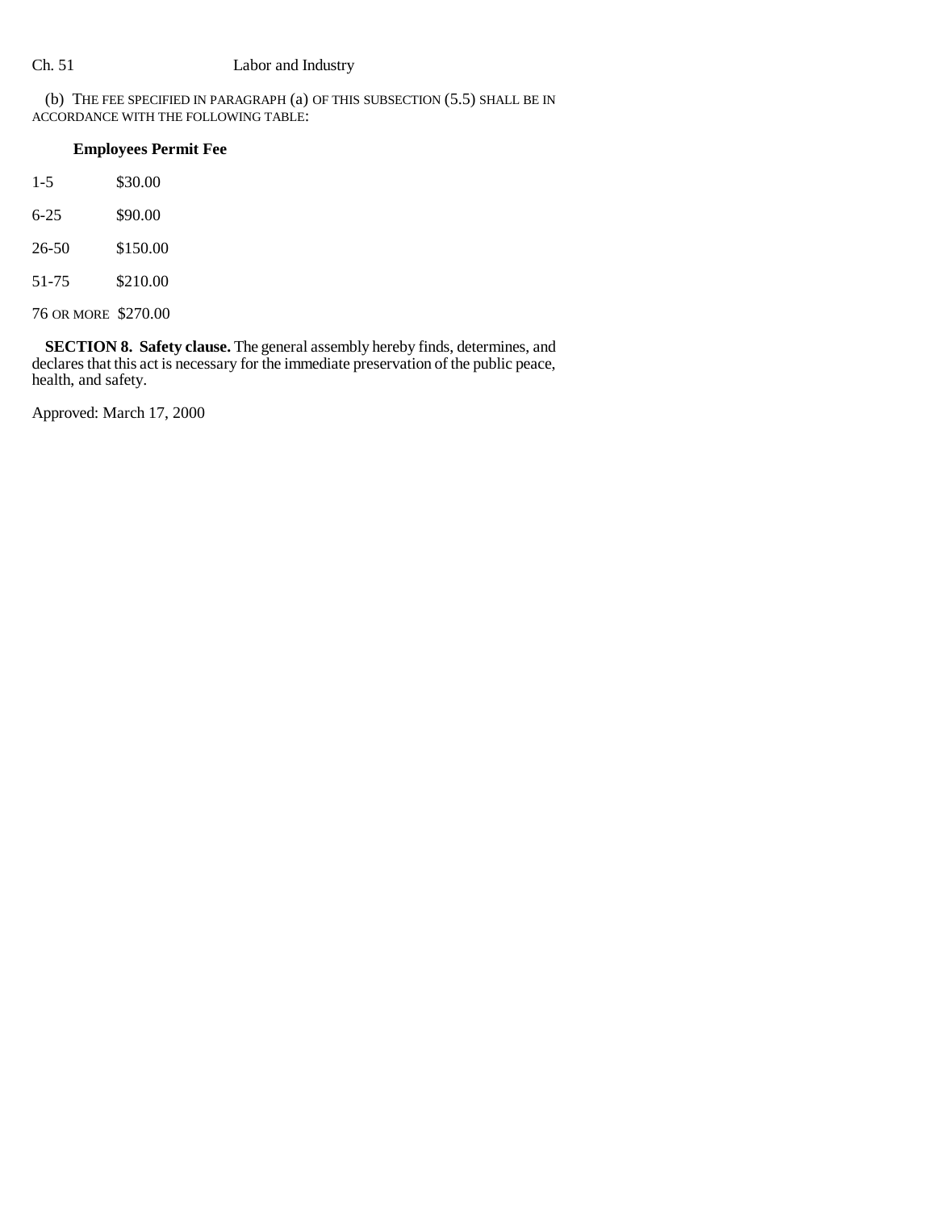(b) THE FEE SPECIFIED IN PARAGRAPH (a) OF THIS SUBSECTION (5.5) SHALL BE IN ACCORDANCE WITH THE FOLLOWING TABLE:

| **Employees** | **Permit Fee** |
|---|---|
| 1-5 | $30.00 |
| 6-25 | $90.00 |
| 26-50 | $150.00 |
| 51-75 | $210.00 |
| 76 OR MORE | $270.00 |

**SECTION 8. Safety clause.** The general assembly hereby finds, determines, and declares that this act is necessary for the immediate preservation of the public peace, health, and safety.

Approved: March 17, 2000